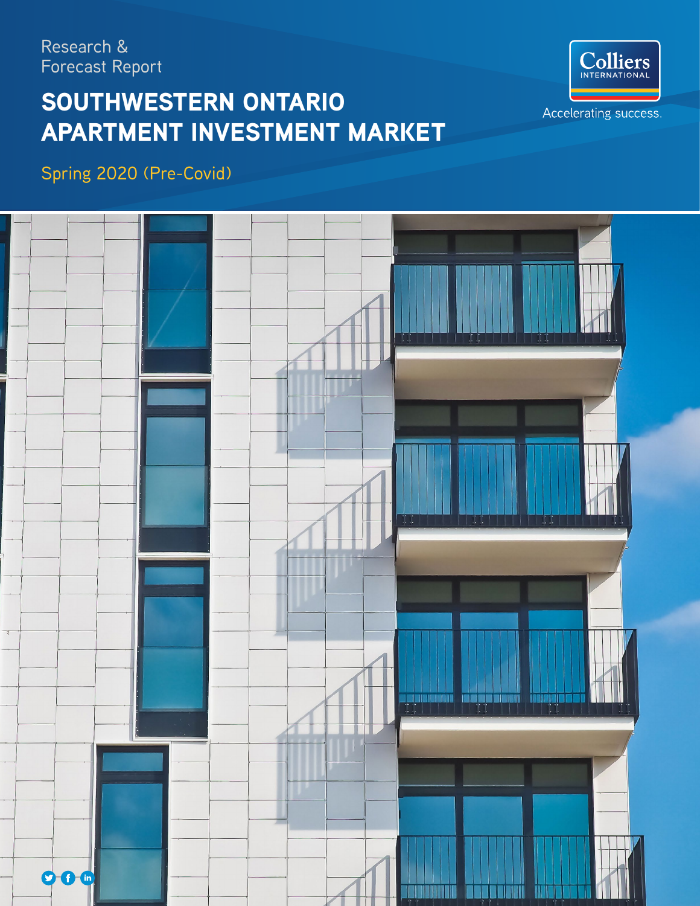Research & Forecast Report

# SOUTHWESTERN ONTARIO APARTMENT INVESTMENT MARKET

Spring 2020 (Pre-Covid)

Colliers INTERNATIONAL

Accelerating success.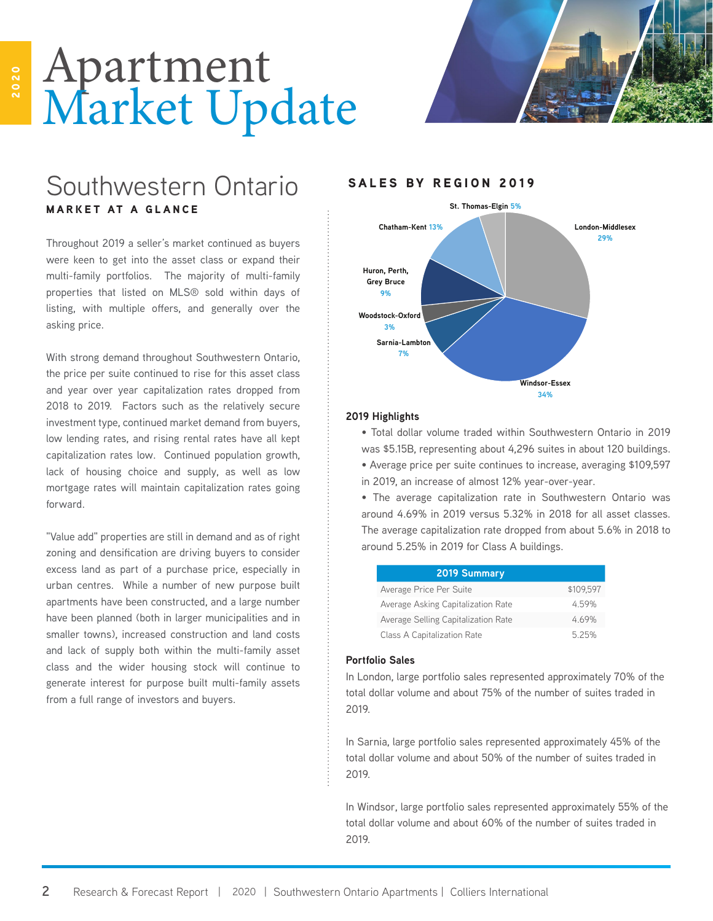# Apartment Market Update

## Southwestern Ontario

**MARKET AT A GLANCE**

Throughout 2019 a seller's market continued as buyers were keen to get into the asset class or expand their multi-family portfolios. The majority of multi-family properties that listed on MLS® sold within days of listing, with multiple offers, and generally over the asking price.

With strong demand throughout Southwestern Ontario, the price per suite continued to rise for this asset class and year over year capitalization rates dropped from 2018 to 2019. Factors such as the relatively secure investment type, continued market demand from buyers, low lending rates, and rising rental rates have all kept capitalization rates low. Continued population growth, lack of housing choice and supply, as well as low mortgage rates will maintain capitalization rates going forward.

"Value add" properties are still in demand and as of right zoning and densification are driving buyers to consider excess land as part of a purchase price, especially in urban centres. While a number of new purpose built apartments have been constructed, and a large number have been planned (both in larger municipalities and in smaller towns), increased construction and land costs and lack of supply both within the multi-family asset class and the wider housing stock will continue to generate interest for purpose built multi-family assets from a full range of investors and buyers.

**SALES BY REGION 2019**

St. Thomas-Elgin 5%
London-Middlesex 29%
Chatham-Kent 13%
Huron, Perth, Grey Bruce 9%
Woodstock-Oxford 3%
Sarnia-Lambton 7%
Windsor-Essex 34%

### 2019 Highlights

- Total dollar volume traded within Southwestern Ontario in 2019 was $5.15B, representing about 4,296 suites in about 120 buildings.
- Average price per suite continues to increase, averaging $109,597 in 2019, an increase of almost 12% year-over-year.
- The average capitalization rate in Southwestern Ontario was around 4.69% in 2019 versus 5.32% in 2018 for all asset classes. The average capitalization rate dropped from about 5.6% in 2018 to around 5.25% in 2019 for Class A buildings.

| 2019 Summary | |
|---|---|
| Average Price Per Suite | $109,597 |
| Average Asking Capitalization Rate | 4.59% |
| Average Selling Capitalization Rate | 4.69% |
| Class A Capitalization Rate | 5.25% |

### Portfolio Sales

In London, large portfolio sales represented approximately 70% of the total dollar volume and about 75% of the number of suites traded in 2019.

In Sarnia, large portfolio sales represented approximately 45% of the total dollar volume and about 50% of the number of suites traded in 2019.

In Windsor, large portfolio sales represented approximately 55% of the total dollar volume and about 60% of the number of suites traded in 2019.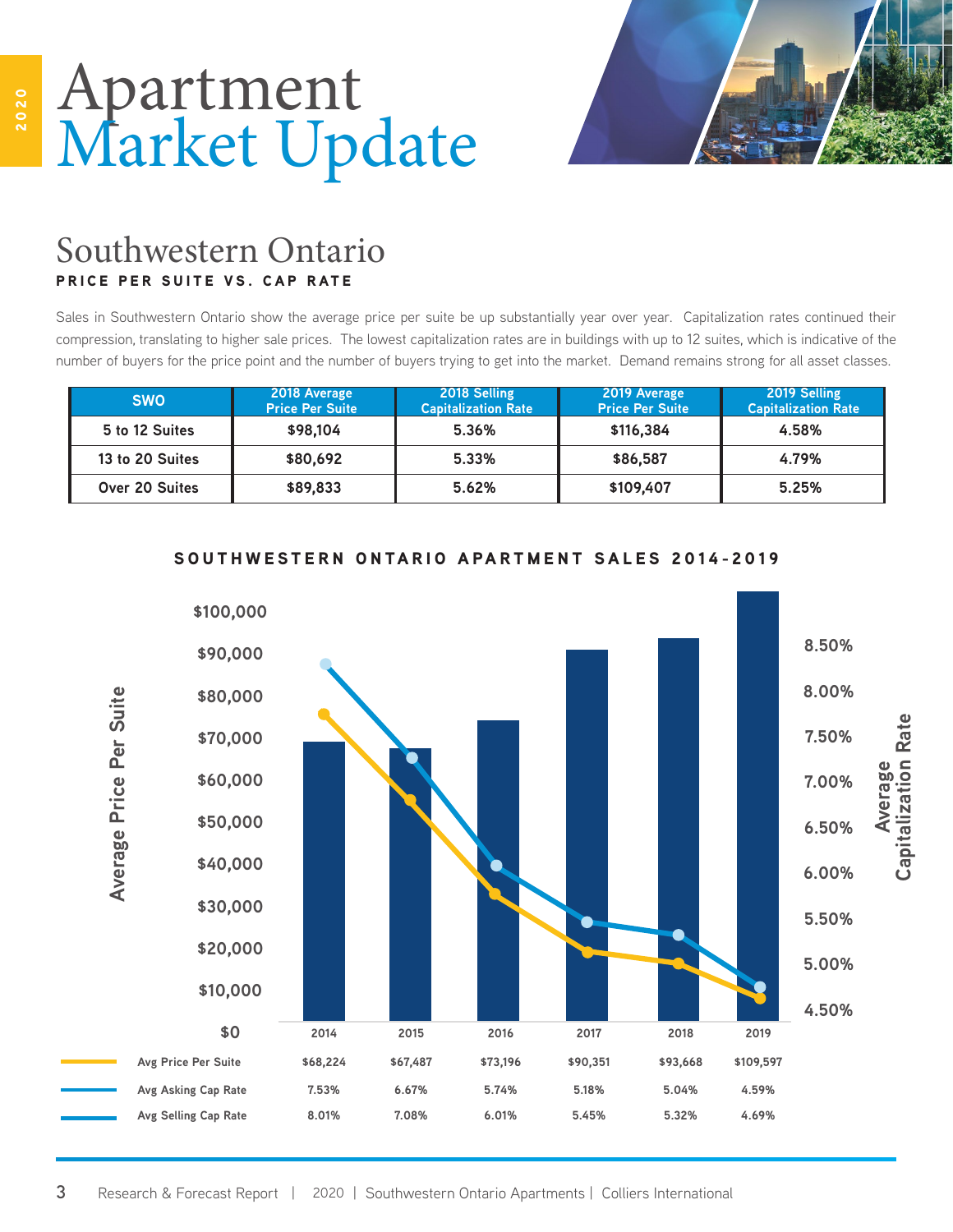# Apartment Market Update

2020

## Southwestern Ontario

### PRICE PER SUITE VS. CAP RATE

Sales in Southwestern Ontario show the average price per suite be up substantially year over year. Capitalization rates continued their compression, translating to higher sale prices. The lowest capitalization rates are in buildings with up to 12 suites, which is indicative of the number of buyers for the price point and the number of buyers trying to get into the market. Demand remains strong for all asset classes.

| SWO | 2018 Average Price Per Suite | 2018 Selling Capitalization Rate | 2019 Average Price Per Suite | 2019 Selling Capitalization Rate |
|---|---|---|---|---|
| 5 to 12 Suites | $98,104 | 5.36% | $116,384 | 4.58% |
| 13 to 20 Suites | $80,692 | 5.33% | $86,587 | 4.79% |
| Over 20 Suites | $89,833 | 5.62% | $109,407 | 5.25% |

### SOUTHWESTERN ONTARIO APARTMENT SALES 2014-2019

Average Price Per Suite

$100,000
$90,000
$80,000
$70,000
$60,000
$50,000
$40,000
$30,000
$20,000
$10,000
$0

Average Capitalization Rate

8.50%
8.00%
7.50%
7.00%
6.50%
6.00%
5.50%
5.00%
4.50%

2014 2015 2016 2017 2018 2019

Avg Price Per Suite: $68,224 $67,487 $73,196 $90,351 $93,668 $109,597

Avg Asking Cap Rate: 7.53% 6.67% 5.74% 5.18% 5.04% 4.59%

Avg Selling Cap Rate: 8.01% 7.08% 6.01% 5.45% 5.32% 4.69%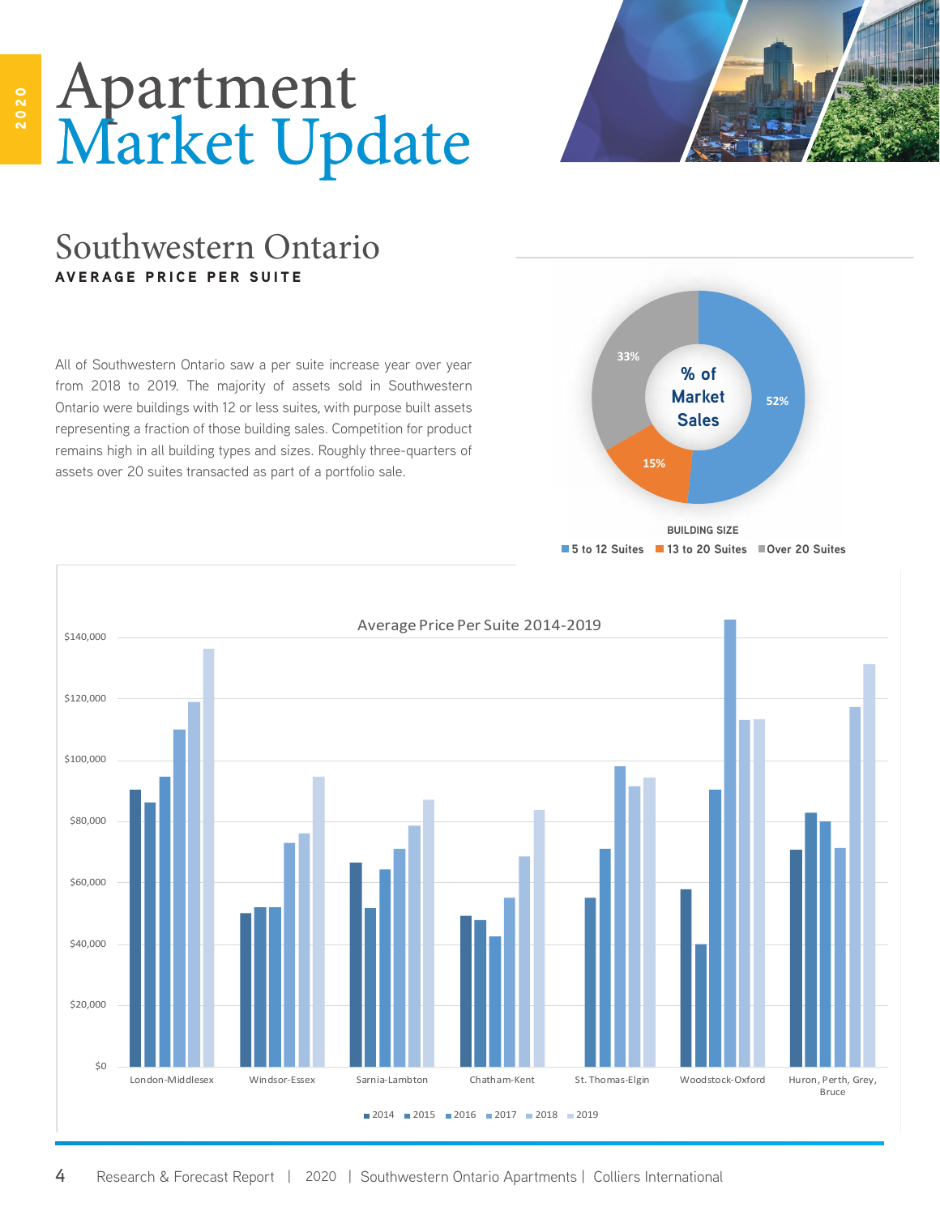# Apartment Market Update

## Southwestern Ontario

**AVERAGE PRICE PER SUITE**

All of Southwestern Ontario saw a per suite increase year over year from 2018 to 2019. The majority of assets sold in Southwestern Ontario were buildings with 12 or less suites, with purpose built assets representing a fraction of those building sales. Competition for product remains high in all building types and sizes. Roughly three-quarters of assets over 20 suites transacted as part of a portfolio sale.

% of Market Sales

52%

15%

33%

BUILDING SIZE

5 to 12 Suites
13 to 20 Suites
Over 20 Suites

Average Price Per Suite 2014-2019

$140,000
$120,000
$100,000
$80,000
$60,000
$40,000
$20,000
$0

London-Middlesex
Windsor-Essex
Sarnia-Lambton
Chatham-Kent
St. Thomas-Elgin
Woodstock-Oxford
Huron, Perth, Grey, Bruce

2014
2015
2016
2017
2018
2019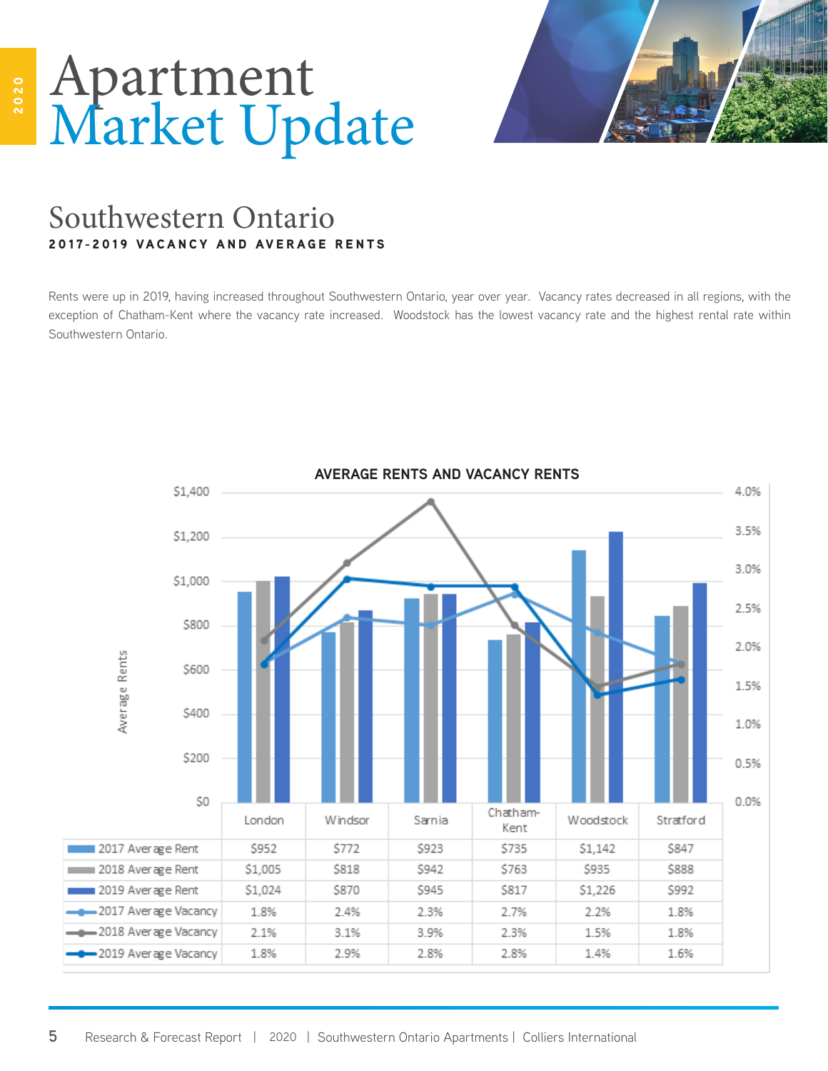# Apartment Market Update

2020

## Southwestern Ontario

**2017-2019 VACANCY AND AVERAGE RENTS**

Rents were up in 2019, having increased throughout Southwestern Ontario, year over year. Vacancy rates decreased in all regions, with the exception of Chatham-Kent where the vacancy rate increased. Woodstock has the lowest vacancy rate and the highest rental rate within Southwestern Ontario.

**AVERAGE RENTS AND VACANCY RENTS**

Average Rents

$1,400
$1,200
$1,000
$800
$600
$400
$200
$0

4.0%
3.5%
3.0%
2.5%
2.0%
1.5%
1.0%
0.5%
0.0%

| | London | Windsor | Sarnia | Chatham-Kent | Woodstock | Stratford |
|---|---|---|---|---|---|---|
| 2017 Average Rent | $952 | $772 | $923 | $735 | $1,142 | $847 |
| 2018 Average Rent | $1,005 | $818 | $942 | $763 | $935 | $888 |
| 2019 Average Rent | $1,024 | $870 | $945 | $817 | $1,226 | $992 |
| 2017 Average Vacancy | 1.8% | 2.4% | 2.3% | 2.7% | 2.2% | 1.8% |
| 2018 Average Vacancy | 2.1% | 3.1% | 3.9% | 2.3% | 1.5% | 1.8% |
| 2019 Average Vacancy | 1.8% | 2.9% | 2.8% | 2.8% | 1.4% | 1.6% |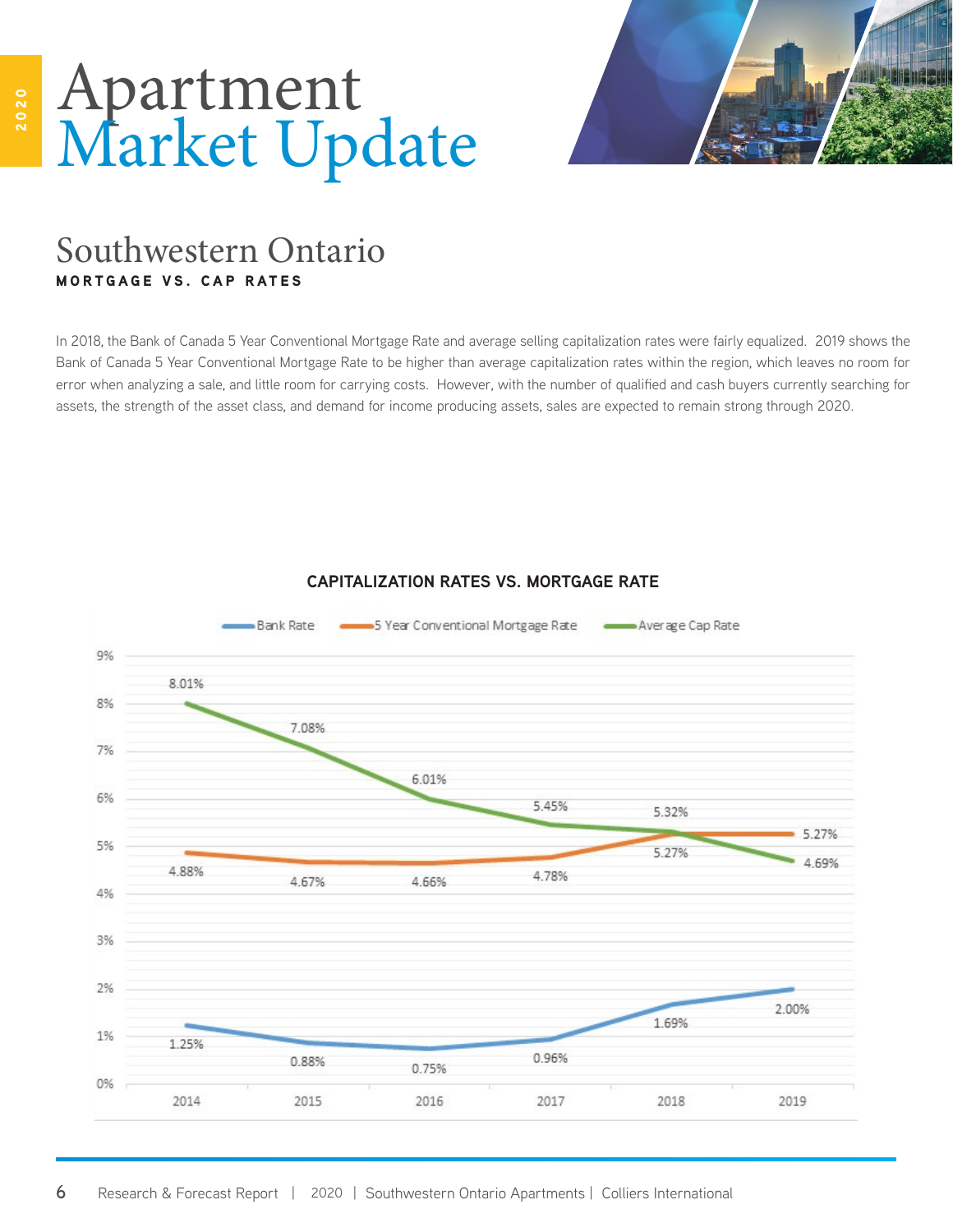2020

# Apartment Market Update

## Southwestern Ontario

**MORTGAGE VS. CAP RATES**

In 2018, the Bank of Canada 5 Year Conventional Mortgage Rate and average selling capitalization rates were fairly equalized. 2019 shows the Bank of Canada 5 Year Conventional Mortgage Rate to be higher than average capitalization rates within the region, which leaves no room for error when analyzing a sale, and little room for carrying costs. However, with the number of qualified and cash buyers currently searching for assets, the strength of the asset class, and demand for income producing assets, sales are expected to remain strong through 2020.

**CAPITALIZATION RATES VS. MORTGAGE RATE**

Bank Rate
5 Year Conventional Mortgage Rate
Average Cap Rate

9%
8%
7%
6%
5%
4%
3%
2%
1%
0%

2014
2015
2016
2017
2018
2019

8.01%
7.08%
6.01%
5.45%
5.32%
4.69%

4.88%
4.67%
4.66%
4.78%
5.27%
5.27%

1.25%
0.88%
0.75%
0.96%
1.69%
2.00%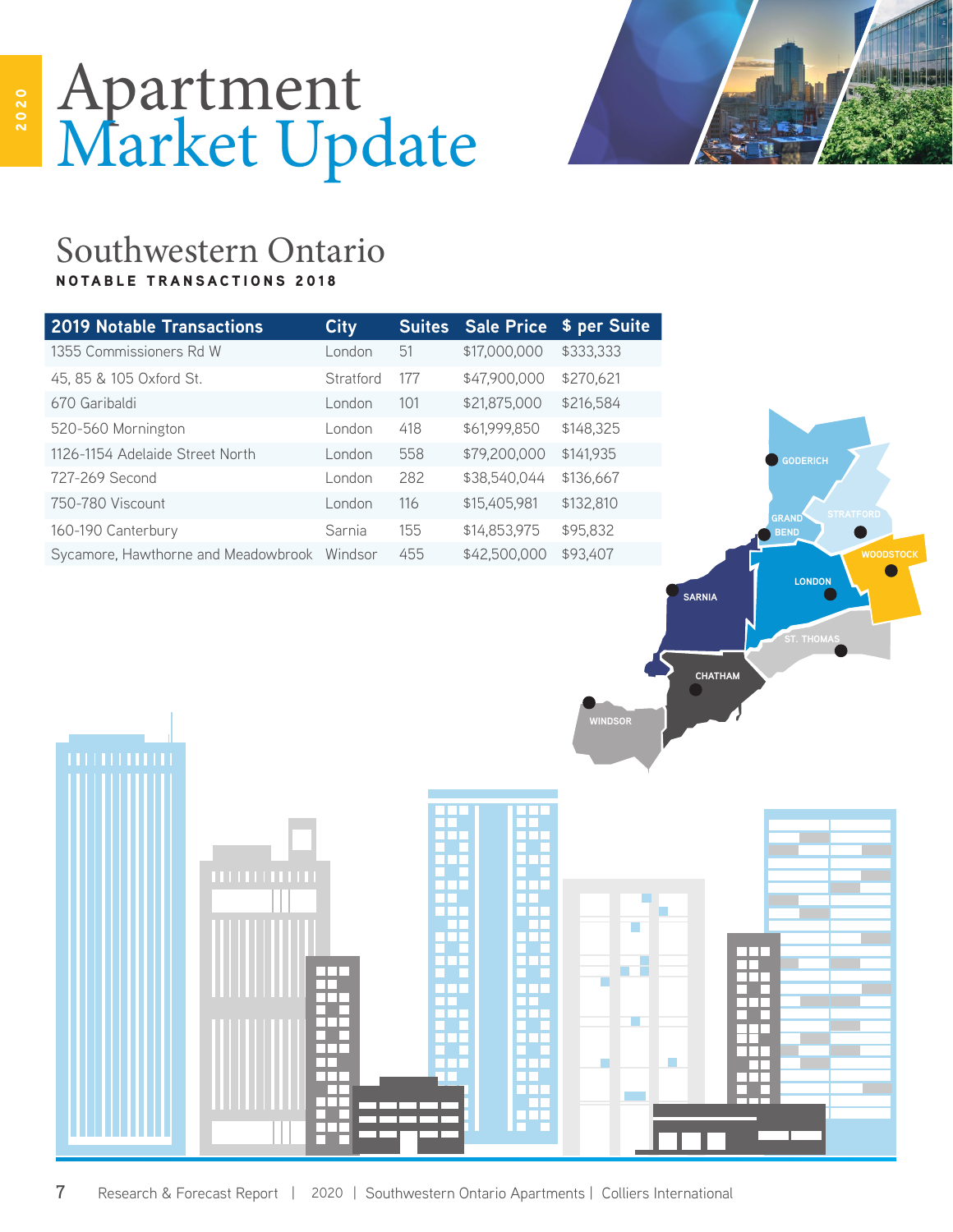# Apartment Market Update

## Southwestern Ontario

**NOTABLE TRANSACTIONS 2018**

| 2019 Notable Transactions | City | Suites | Sale Price | $ per Suite |
|---|---|---|---|---|
| 1355 Commissioners Rd W | London | 51 | $17,000,000 | $333,333 |
| 45, 85 & 105 Oxford St. | Stratford | 177 | $47,900,000 | $270,621 |
| 670 Garibaldi | London | 101 | $21,875,000 | $216,584 |
| 520-560 Mornington | London | 418 | $61,999,850 | $148,325 |
| 1126-1154 Adelaide Street North | London | 558 | $79,200,000 | $141,935 |
| 727-269 Second | London | 282 | $38,540,044 | $136,667 |
| 750-780 Viscount | London | 116 | $15,405,981 | $132,810 |
| 160-190 Canterbury | Sarnia | 155 | $14,853,975 | $95,832 |
| Sycamore, Hawthorne and Meadowbrook | Windsor | 455 | $42,500,000 | $93,407 |

GODERICH
GRAND BEND
STRATFORD
WOODSTOCK
LONDON
SARNIA
ST. THOMAS
CHATHAM
WINDSOR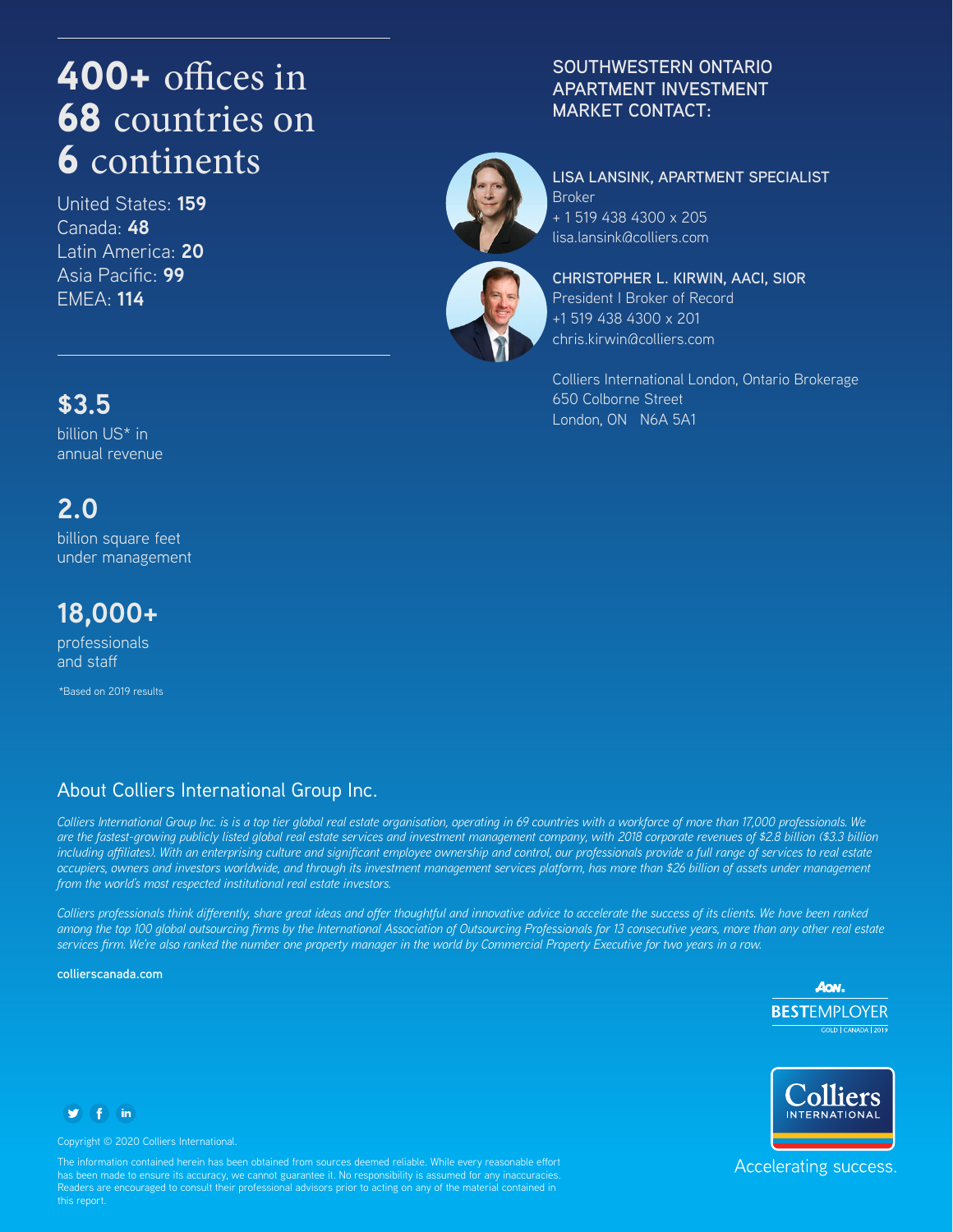# **400+** offices in **68** countries on **6** continents

United States: **159**
Canada: **48**
Latin America: **20**
Asia Pacific: **99**
EMEA: **114**

**$3.5**
billion US* in annual revenue

**2.0**
billion square feet under management

**18,000+**
professionals and staff

*Based on 2019 results

## SOUTHWESTERN ONTARIO APARTMENT INVESTMENT MARKET CONTACT:

**LISA LANSINK, APARTMENT SPECIALIST**
Broker
+ 1 519 438 4300 x 205
lisa.lansink@colliers.com

**CHRISTOPHER L. KIRWIN, AACI, SIOR**
President I Broker of Record
+1 519 438 4300 x 201
chris.kirwin@colliers.com

Colliers International London, Ontario Brokerage
650 Colborne Street
London, ON N6A 5A1

## About Colliers International Group Inc.

*Colliers International Group Inc. is is a top tier global real estate organisation, operating in 69 countries with a workforce of more than 17,000 professionals. We are the fastest-growing publicly listed global real estate services and investment management company, with 2018 corporate revenues of $2.8 billion ($3.3 billion including affiliates). With an enterprising culture and significant employee ownership and control, our professionals provide a full range of services to real estate occupiers, owners and investors worldwide, and through its investment management services platform, has more than $26 billion of assets under management from the world's most respected institutional real estate investors.*

*Colliers professionals think differently, share great ideas and offer thoughtful and innovative advice to accelerate the success of its clients. We have been ranked among the top 100 global outsourcing firms by the International Association of Outsourcing Professionals for 13 consecutive years, more than any other real estate services firm. We're also ranked the number one property manager in the world by Commercial Property Executive for two years in a row.*

**collierscanada.com**

AON BESTEMPLOYER GOLD | CANADA | 2019

Colliers INTERNATIONAL

Accelerating success.

Copyright © 2020 Colliers International.

The information contained herein has been obtained from sources deemed reliable. While every reasonable effort has been made to ensure its accuracy, we cannot guarantee it. No responsibility is assumed for any inaccuracies. Readers are encouraged to consult their professional advisors prior to acting on any of the material contained in this report.